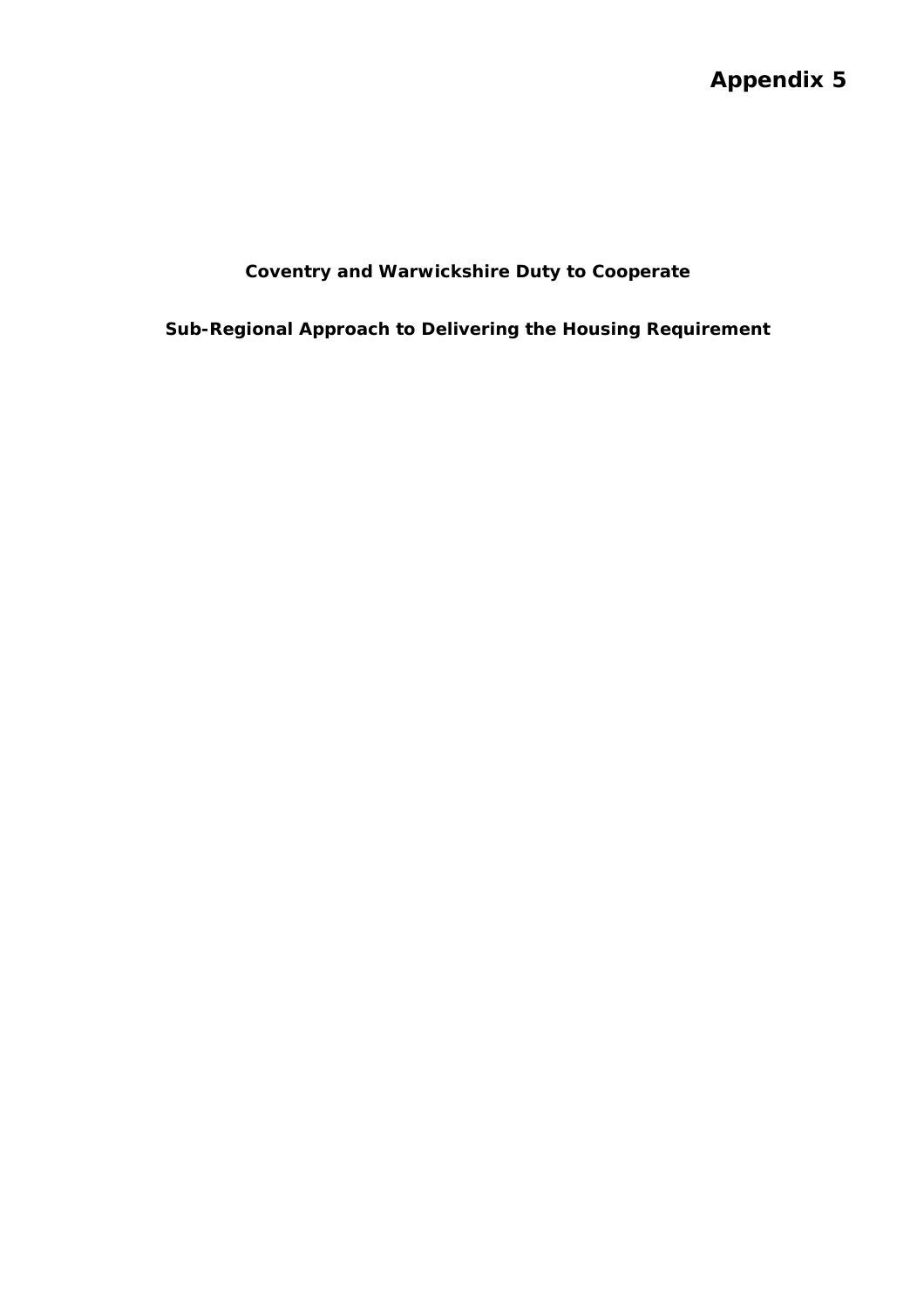**Appendix 5**

# Coventry and Warwickshire Duty to Cooperate

## Sub-Regional Approach to Delivering the Housing Requirement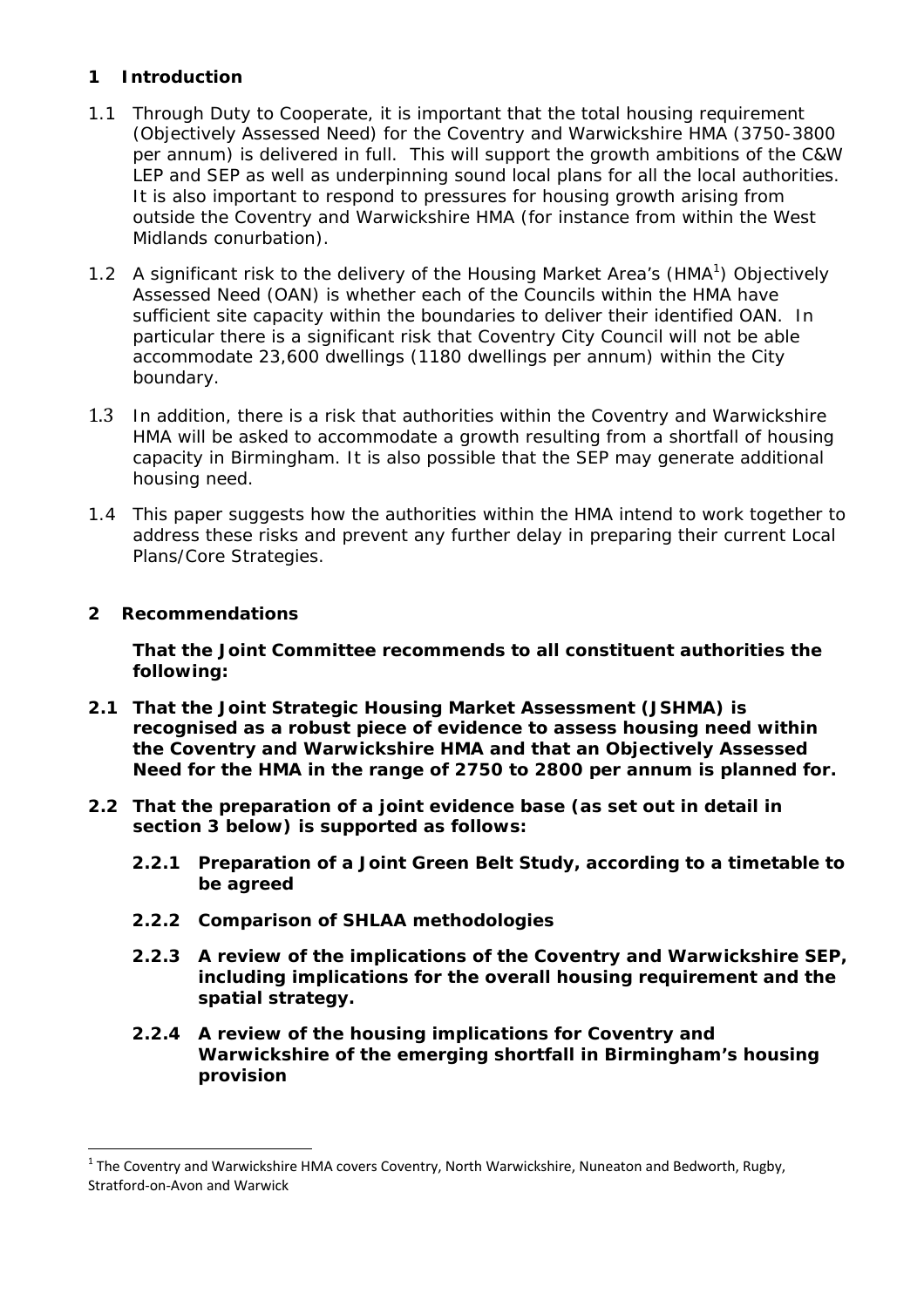## 1 Introduction

1.1 Through Duty to Cooperate, it is important that the total housing requirement (Objectively Assessed Need) for the Coventry and Warwickshire HMA (3750-3800 per annum) is delivered in full. This will support the growth ambitions of the C&W LEP and SEP as well as underpinning sound local plans for all the local authorities. It is also important to respond to pressures for housing growth arising from outside the Coventry and Warwickshire HMA (for instance from within the West Midlands conurbation).

1.2 A significant risk to the delivery of the Housing Market Area's (HMA[1]) Objectively Assessed Need (OAN) is whether each of the Councils within the HMA have sufficient site capacity within the boundaries to deliver their identified OAN. In particular there is a significant risk that Coventry City Council will not be able accommodate 23,600 dwellings (1180 dwellings per annum) within the City boundary.

1.3 In addition, there is a risk that authorities within the Coventry and Warwickshire HMA will be asked to accommodate a growth resulting from a shortfall of housing capacity in Birmingham. It is also possible that the SEP may generate additional housing need.

1.4 This paper suggests how the authorities within the HMA intend to work together to address these risks and prevent any further delay in preparing their current Local Plans/Core Strategies.

## 2 Recommendations

**That the Joint Committee recommends to all constituent authorities the following:**

**2.1 That the Joint Strategic Housing Market Assessment (JSHMA) is recognised as a robust piece of evidence to assess housing need within the Coventry and Warwickshire HMA and that an Objectively Assessed Need for the HMA in the range of 2750 to 2800 per annum is planned for.**

**2.2 That the preparation of a joint evidence base (as set out in detail in section 3 below) is supported as follows:**

**2.2.1 Preparation of a Joint Green Belt Study, according to a timetable to be agreed**

**2.2.2 Comparison of SHLAA methodologies**

**2.2.3 A review of the implications of the Coventry and Warwickshire SEP, including implications for the overall housing requirement and the spatial strategy.**

**2.2.4 A review of the housing implications for Coventry and Warwickshire of the emerging shortfall in Birmingham's housing provision**

---

[1] The Coventry and Warwickshire HMA covers Coventry, North Warwickshire, Nuneaton and Bedworth, Rugby, Stratford-on-Avon and Warwick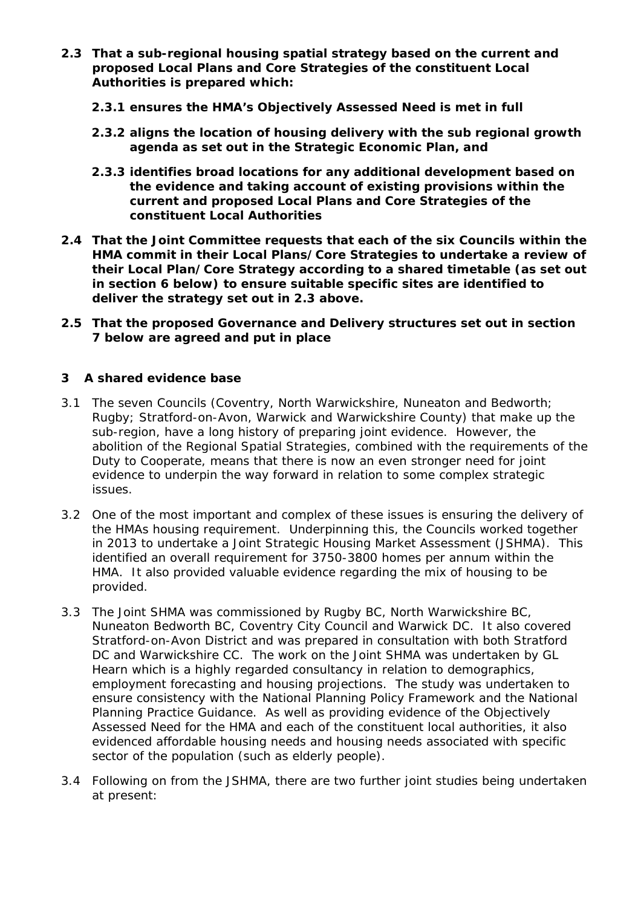**2.3 That a sub-regional housing spatial strategy based on the current and proposed Local Plans and Core Strategies of the constituent Local Authorities is prepared which:**

**2.3.1 ensures the HMA's Objectively Assessed Need is met in full**

**2.3.2 aligns the location of housing delivery with the sub regional growth agenda as set out in the Strategic Economic Plan, and**

**2.3.3 identifies broad locations for any additional development based on the evidence and taking account of existing provisions within the current and proposed Local Plans and Core Strategies of the constituent Local Authorities**

**2.4 That the Joint Committee requests that each of the six Councils within the HMA commit in their Local Plans/Core Strategies to undertake a review of their Local Plan/Core Strategy according to a shared timetable (as set out in section 6 below) to ensure suitable specific sites are identified to deliver the strategy set out in 2.3 above.**

**2.5 That the proposed Governance and Delivery structures set out in section 7 below are agreed and put in place**

## 3 A shared evidence base

3.1 The seven Councils (Coventry, North Warwickshire, Nuneaton and Bedworth; Rugby; Stratford-on-Avon, Warwick and Warwickshire County) that make up the sub-region, have a long history of preparing joint evidence. However, the abolition of the Regional Spatial Strategies, combined with the requirements of the Duty to Cooperate, means that there is now an even stronger need for joint evidence to underpin the way forward in relation to some complex strategic issues.

3.2 One of the most important and complex of these issues is ensuring the delivery of the HMAs housing requirement. Underpinning this, the Councils worked together in 2013 to undertake a Joint Strategic Housing Market Assessment (JSHMA). This identified an overall requirement for 3750-3800 homes per annum within the HMA. It also provided valuable evidence regarding the mix of housing to be provided.

3.3 The Joint SHMA was commissioned by Rugby BC, North Warwickshire BC, Nuneaton Bedworth BC, Coventry City Council and Warwick DC. It also covered Stratford-on-Avon District and was prepared in consultation with both Stratford DC and Warwickshire CC. The work on the Joint SHMA was undertaken by GL Hearn which is a highly regarded consultancy in relation to demographics, employment forecasting and housing projections. The study was undertaken to ensure consistency with the National Planning Policy Framework and the National Planning Practice Guidance. As well as providing evidence of the Objectively Assessed Need for the HMA and each of the constituent local authorities, it also evidenced affordable housing needs and housing needs associated with specific sector of the population (such as elderly people).

3.4 Following on from the JSHMA, there are two further joint studies being undertaken at present: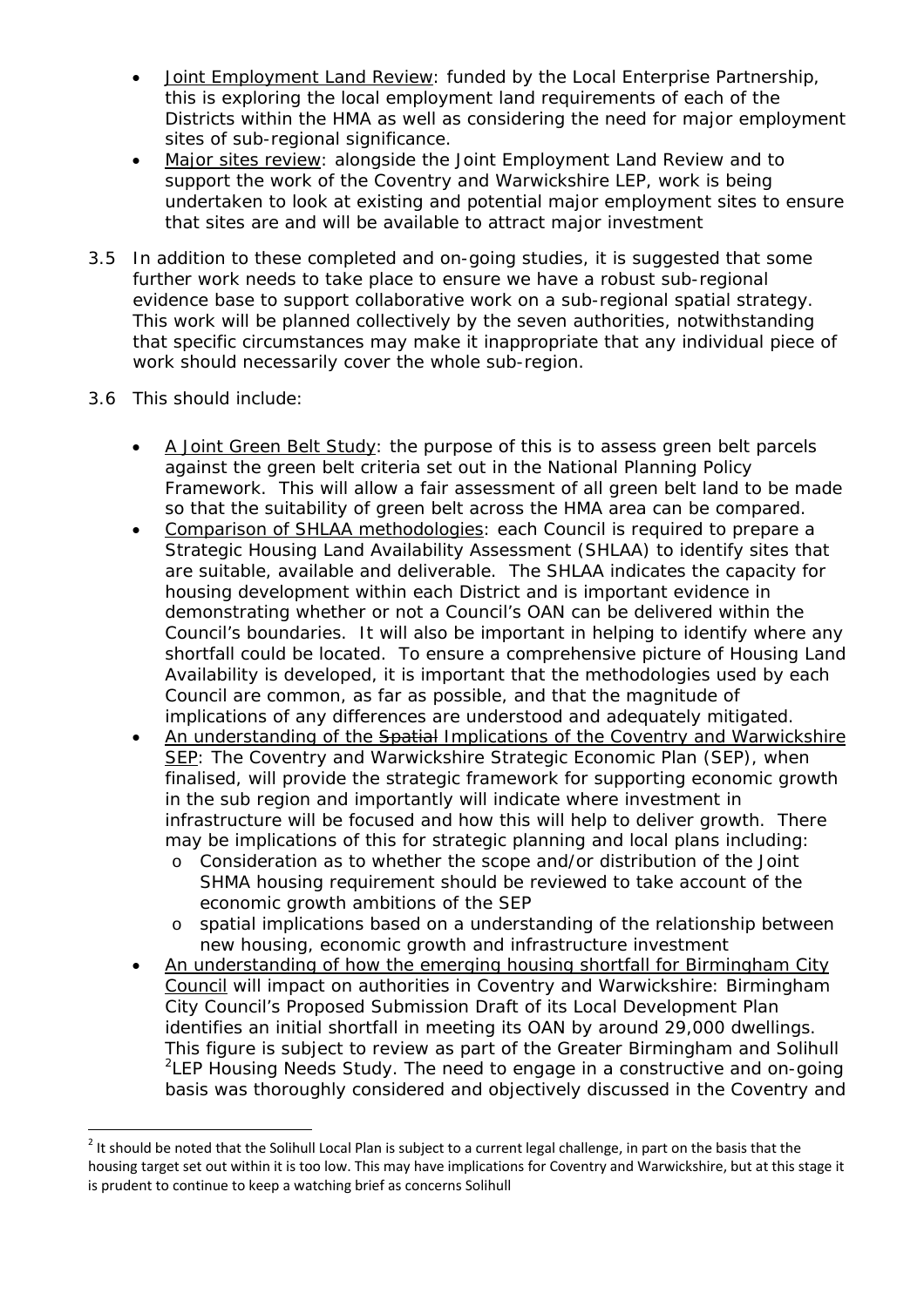- Joint Employment Land Review: funded by the Local Enterprise Partnership, this is exploring the local employment land requirements of each of the Districts within the HMA as well as considering the need for major employment sites of sub-regional significance.
- Major sites review: alongside the Joint Employment Land Review and to support the work of the Coventry and Warwickshire LEP, work is being undertaken to look at existing and potential major employment sites to ensure that sites are and will be available to attract major investment

3.5 In addition to these completed and on-going studies, it is suggested that some further work needs to take place to ensure we have a robust sub-regional evidence base to support collaborative work on a sub-regional spatial strategy. This work will be planned collectively by the seven authorities, notwithstanding that specific circumstances may make it inappropriate that any individual piece of work should necessarily cover the whole sub-region.

3.6 This should include:

- A Joint Green Belt Study: the purpose of this is to assess green belt parcels against the green belt criteria set out in the National Planning Policy Framework. This will allow a fair assessment of all green belt land to be made so that the suitability of green belt across the HMA area can be compared.
- Comparison of SHLAA methodologies: each Council is required to prepare a Strategic Housing Land Availability Assessment (SHLAA) to identify sites that are suitable, available and deliverable. The SHLAA indicates the capacity for housing development within each District and is important evidence in demonstrating whether or not a Council's OAN can be delivered within the Council's boundaries. It will also be important in helping to identify where any shortfall could be located. To ensure a comprehensive picture of Housing Land Availability is developed, it is important that the methodologies used by each Council are common, as far as possible, and that the magnitude of implications of any differences are understood and adequately mitigated.
- An understanding of the ~~Spatial~~ Implications of the Coventry and Warwickshire SEP: The Coventry and Warwickshire Strategic Economic Plan (SEP), when finalised, will provide the strategic framework for supporting economic growth in the sub region and importantly will indicate where investment in infrastructure will be focused and how this will help to deliver growth. There may be implications of this for strategic planning and local plans including:
  - Consideration as to whether the scope and/or distribution of the Joint SHMA housing requirement should be reviewed to take account of the economic growth ambitions of the SEP
  - spatial implications based on a understanding of the relationship between new housing, economic growth and infrastructure investment
- An understanding of how the emerging housing shortfall for Birmingham City Council will impact on authorities in Coventry and Warwickshire: Birmingham City Council's Proposed Submission Draft of its Local Development Plan identifies an initial shortfall in meeting its OAN by around 29,000 dwellings. This figure is subject to review as part of the Greater Birmingham and Solihull [2]LEP Housing Needs Study. The need to engage in a constructive and on-going basis was thoroughly considered and objectively discussed in the Coventry and

[2] It should be noted that the Solihull Local Plan is subject to a current legal challenge, in part on the basis that the housing target set out within it is too low. This may have implications for Coventry and Warwickshire, but at this stage it is prudent to continue to keep a watching brief as concerns Solihull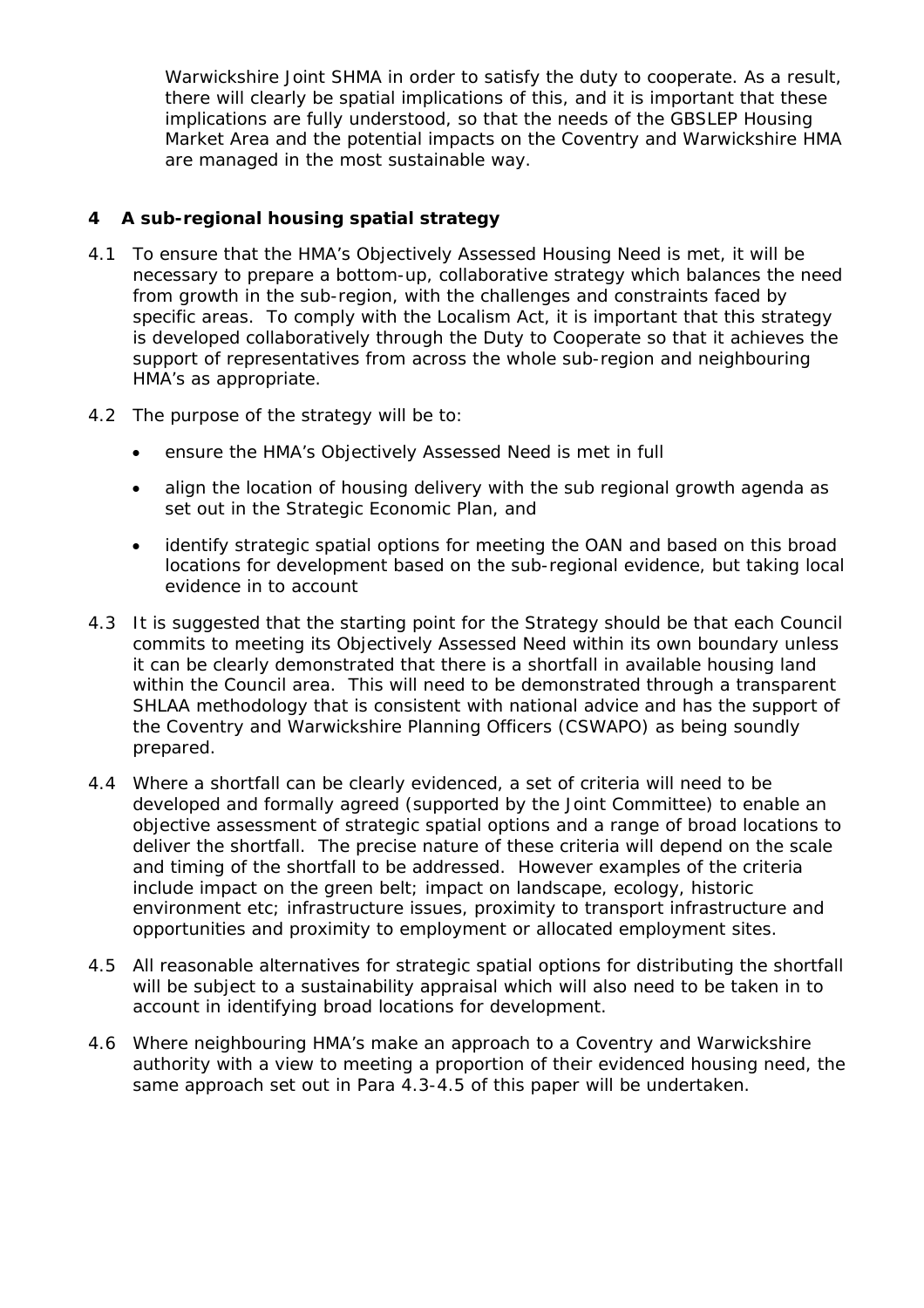Warwickshire Joint SHMA in order to satisfy the duty to cooperate. As a result, there will clearly be spatial implications of this, and it is important that these implications are fully understood, so that the needs of the GBSLEP Housing Market Area and the potential impacts on the Coventry and Warwickshire HMA are managed in the most sustainable way.

## 4 A sub-regional housing spatial strategy

4.1 To ensure that the HMA's Objectively Assessed Housing Need is met, it will be necessary to prepare a bottom-up, collaborative strategy which balances the need from growth in the sub-region, with the challenges and constraints faced by specific areas. To comply with the Localism Act, it is important that this strategy is developed collaboratively through the Duty to Cooperate so that it achieves the support of representatives from across the whole sub-region and neighbouring HMA's as appropriate.

4.2 The purpose of the strategy will be to:

- ensure the HMA's Objectively Assessed Need is met in full
- align the location of housing delivery with the sub regional growth agenda as set out in the Strategic Economic Plan, and
- identify strategic spatial options for meeting the OAN and based on this broad locations for development based on the sub-regional evidence, but taking local evidence in to account

4.3 It is suggested that the starting point for the Strategy should be that each Council commits to meeting its Objectively Assessed Need within its own boundary unless it can be clearly demonstrated that there is a shortfall in available housing land within the Council area. This will need to be demonstrated through a transparent SHLAA methodology that is consistent with national advice and has the support of the Coventry and Warwickshire Planning Officers (CSWAPO) as being soundly prepared.

4.4 Where a shortfall can be clearly evidenced, a set of criteria will need to be developed and formally agreed (supported by the Joint Committee) to enable an objective assessment of strategic spatial options and a range of broad locations to deliver the shortfall. The precise nature of these criteria will depend on the scale and timing of the shortfall to be addressed. However examples of the criteria include impact on the green belt; impact on landscape, ecology, historic environment etc; infrastructure issues, proximity to transport infrastructure and opportunities and proximity to employment or allocated employment sites.

4.5 All reasonable alternatives for strategic spatial options for distributing the shortfall will be subject to a sustainability appraisal which will also need to be taken in to account in identifying broad locations for development.

4.6 Where neighbouring HMA's make an approach to a Coventry and Warwickshire authority with a view to meeting a proportion of their evidenced housing need, the same approach set out in Para 4.3-4.5 of this paper will be undertaken.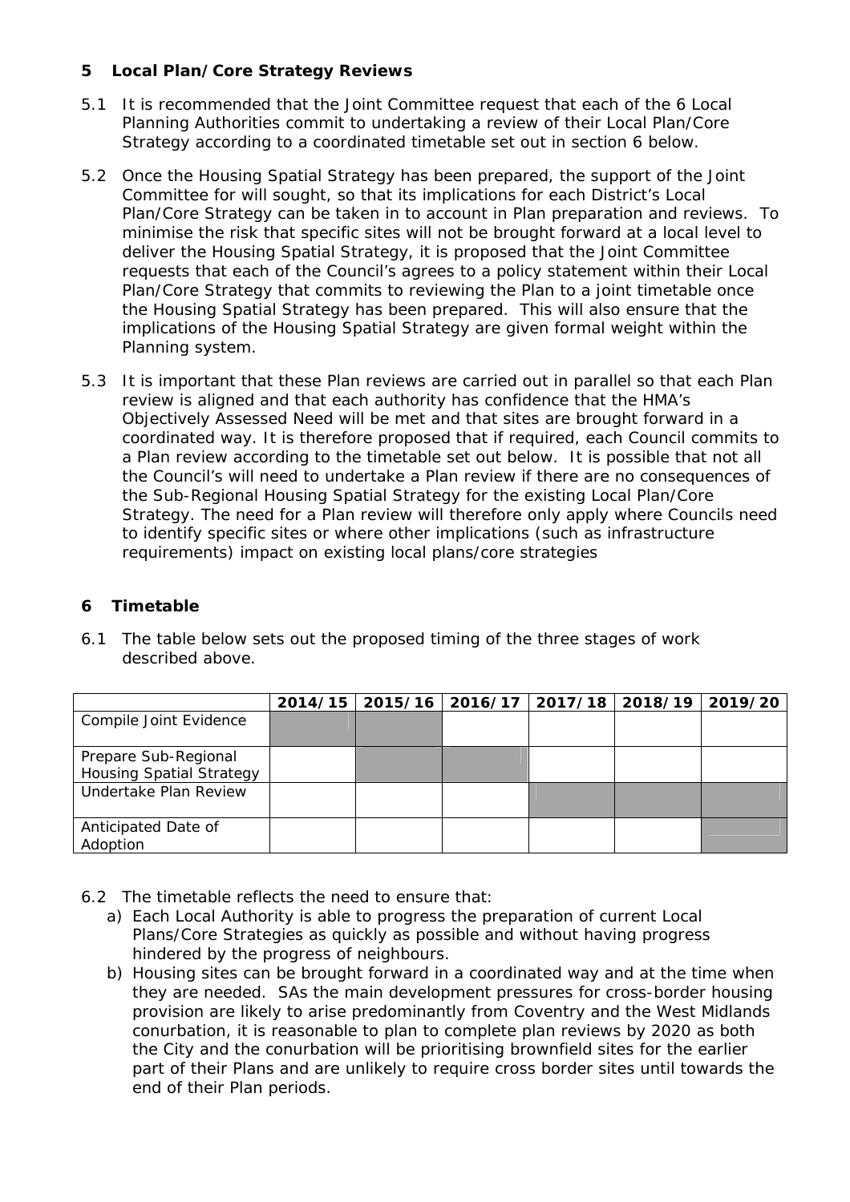## 5 Local Plan/Core Strategy Reviews

5.1 It is recommended that the Joint Committee request that each of the 6 Local Planning Authorities commit to undertaking a review of their Local Plan/Core Strategy according to a coordinated timetable set out in section 6 below.

5.2 Once the Housing Spatial Strategy has been prepared, the support of the Joint Committee for will sought, so that its implications for each District's Local Plan/Core Strategy can be taken in to account in Plan preparation and reviews. To minimise the risk that specific sites will not be brought forward at a local level to deliver the Housing Spatial Strategy, it is proposed that the Joint Committee requests that each of the Council's agrees to a policy statement within their Local Plan/Core Strategy that commits to reviewing the Plan to a joint timetable once the Housing Spatial Strategy has been prepared. This will also ensure that the implications of the Housing Spatial Strategy are given formal weight within the Planning system.

5.3 It is important that these Plan reviews are carried out in parallel so that each Plan review is aligned and that each authority has confidence that the HMA's Objectively Assessed Need will be met and that sites are brought forward in a coordinated way. It is therefore proposed that if required, each Council commits to a Plan review according to the timetable set out below. It is possible that not all the Council's will need to undertake a Plan review if there are no consequences of the Sub-Regional Housing Spatial Strategy for the existing Local Plan/Core Strategy. The need for a Plan review will therefore only apply where Councils need to identify specific sites or where other implications (such as infrastructure requirements) impact on existing local plans/core strategies

## 6 Timetable

6.1 The table below sets out the proposed timing of the three stages of work described above.

| | 2014/15 | 2015/16 | 2016/17 | 2017/18 | 2018/19 | 2019/20 |
|---|---|---|---|---|---|---|
| Compile Joint Evidence | ■ | ■ | | | | |
| Prepare Sub-Regional Housing Spatial Strategy | | ■ | ■ | | | |
| Undertake Plan Review | | | | ■ | ■ | ■ |
| Anticipated Date of Adoption | | | | | | ■ |

6.2 The timetable reflects the need to ensure that:

a) Each Local Authority is able to progress the preparation of current Local Plans/Core Strategies as quickly as possible and without having progress hindered by the progress of neighbours.

b) Housing sites can be brought forward in a coordinated way and at the time when they are needed. SAs the main development pressures for cross-border housing provision are likely to arise predominantly from Coventry and the West Midlands conurbation, it is reasonable to plan to complete plan reviews by 2020 as both the City and the conurbation will be prioritising brownfield sites for the earlier part of their Plans and are unlikely to require cross border sites until towards the end of their Plan periods.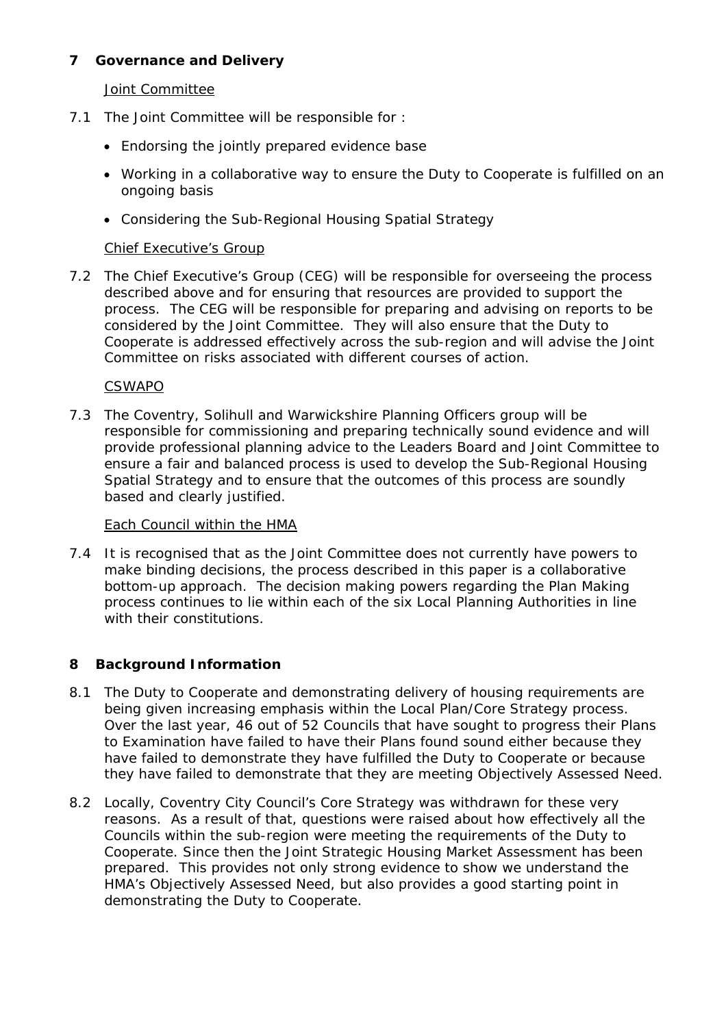## 7 Governance and Delivery

Joint Committee

7.1 The Joint Committee will be responsible for :

- Endorsing the jointly prepared evidence base
- Working in a collaborative way to ensure the Duty to Cooperate is fulfilled on an ongoing basis
- Considering the Sub-Regional Housing Spatial Strategy

Chief Executive's Group

7.2 The Chief Executive's Group (CEG) will be responsible for overseeing the process described above and for ensuring that resources are provided to support the process. The CEG will be responsible for preparing and advising on reports to be considered by the Joint Committee. They will also ensure that the Duty to Cooperate is addressed effectively across the sub-region and will advise the Joint Committee on risks associated with different courses of action.

CSWAPO

7.3 The Coventry, Solihull and Warwickshire Planning Officers group will be responsible for commissioning and preparing technically sound evidence and will provide professional planning advice to the Leaders Board and Joint Committee to ensure a fair and balanced process is used to develop the Sub-Regional Housing Spatial Strategy and to ensure that the outcomes of this process are soundly based and clearly justified.

Each Council within the HMA

7.4 It is recognised that as the Joint Committee does not currently have powers to make binding decisions, the process described in this paper is a collaborative bottom-up approach. The decision making powers regarding the Plan Making process continues to lie within each of the six Local Planning Authorities in line with their constitutions.

## 8 Background Information

8.1 The Duty to Cooperate and demonstrating delivery of housing requirements are being given increasing emphasis within the Local Plan/Core Strategy process. Over the last year, 46 out of 52 Councils that have sought to progress their Plans to Examination have failed to have their Plans found sound either because they have failed to demonstrate they have fulfilled the Duty to Cooperate or because they have failed to demonstrate that they are meeting Objectively Assessed Need.

8.2 Locally, Coventry City Council's Core Strategy was withdrawn for these very reasons. As a result of that, questions were raised about how effectively all the Councils within the sub-region were meeting the requirements of the Duty to Cooperate. Since then the Joint Strategic Housing Market Assessment has been prepared. This provides not only strong evidence to show we understand the HMA's Objectively Assessed Need, but also provides a good starting point in demonstrating the Duty to Cooperate.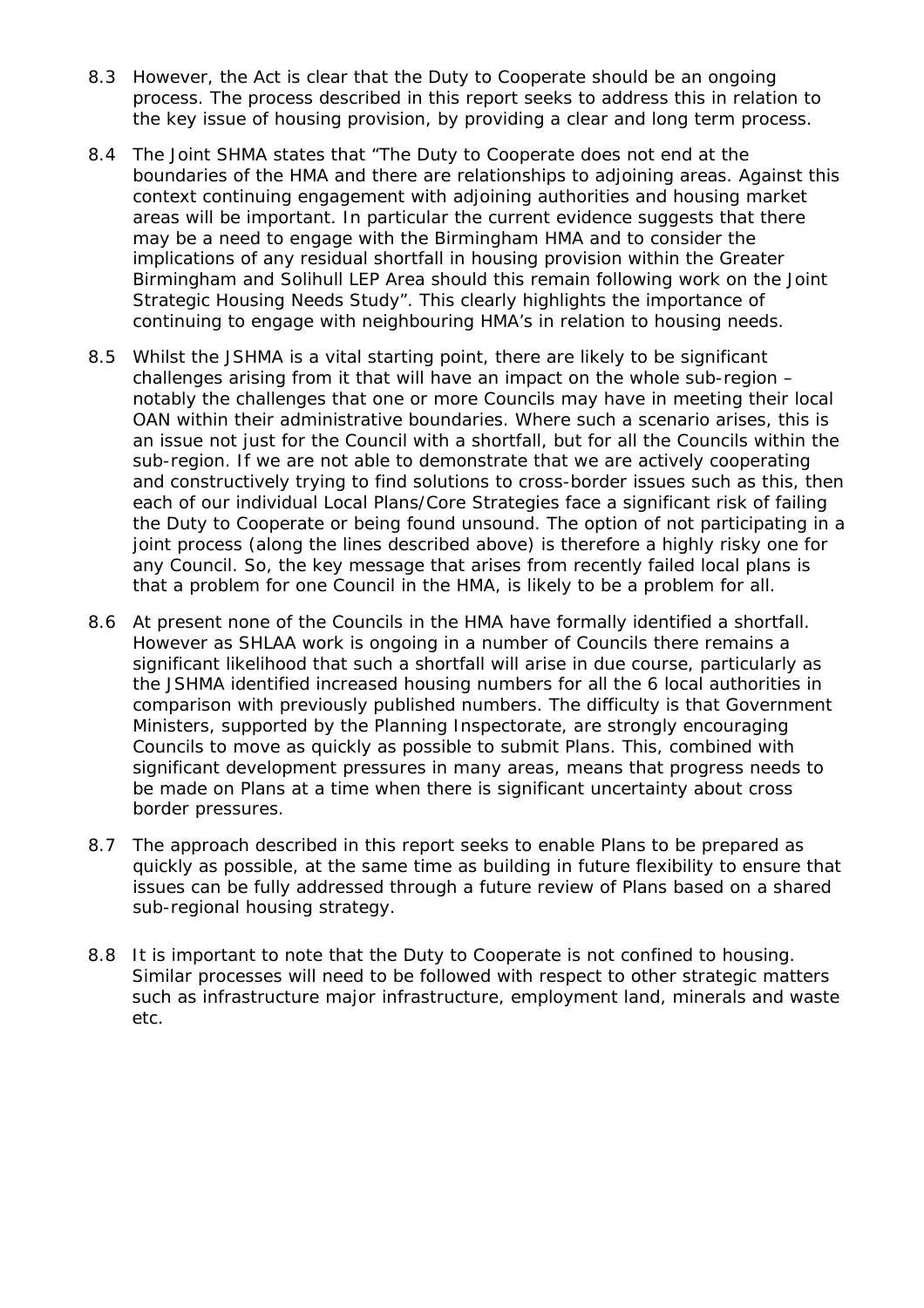8.3 However, the Act is clear that the Duty to Cooperate should be an ongoing process. The process described in this report seeks to address this in relation to the key issue of housing provision, by providing a clear and long term process.

8.4 The Joint SHMA states that "The Duty to Cooperate does not end at the boundaries of the HMA and there are relationships to adjoining areas. Against this context continuing engagement with adjoining authorities and housing market areas will be important. In particular the current evidence suggests that there may be a need to engage with the Birmingham HMA and to consider the implications of any residual shortfall in housing provision within the Greater Birmingham and Solihull LEP Area should this remain following work on the Joint Strategic Housing Needs Study". This clearly highlights the importance of continuing to engage with neighbouring HMA's in relation to housing needs.

8.5 Whilst the JSHMA is a vital starting point, there are likely to be significant challenges arising from it that will have an impact on the whole sub-region – notably the challenges that one or more Councils may have in meeting their local OAN within their administrative boundaries. Where such a scenario arises, this is an issue not just for the Council with a shortfall, but for all the Councils within the sub-region. If we are not able to demonstrate that we are actively cooperating and constructively trying to find solutions to cross-border issues such as this, then each of our individual Local Plans/Core Strategies face a significant risk of failing the Duty to Cooperate or being found unsound. The option of not participating in a joint process (along the lines described above) is therefore a highly risky one for any Council. So, the key message that arises from recently failed local plans is that a problem for one Council in the HMA, is likely to be a problem for all.

8.6 At present none of the Councils in the HMA have formally identified a shortfall. However as SHLAA work is ongoing in a number of Councils there remains a significant likelihood that such a shortfall will arise in due course, particularly as the JSHMA identified increased housing numbers for all the 6 local authorities in comparison with previously published numbers. The difficulty is that Government Ministers, supported by the Planning Inspectorate, are strongly encouraging Councils to move as quickly as possible to submit Plans. This, combined with significant development pressures in many areas, means that progress needs to be made on Plans at a time when there is significant uncertainty about cross border pressures.

8.7 The approach described in this report seeks to enable Plans to be prepared as quickly as possible, at the same time as building in future flexibility to ensure that issues can be fully addressed through a future review of Plans based on a shared sub-regional housing strategy.

8.8 It is important to note that the Duty to Cooperate is not confined to housing. Similar processes will need to be followed with respect to other strategic matters such as infrastructure major infrastructure, employment land, minerals and waste etc.